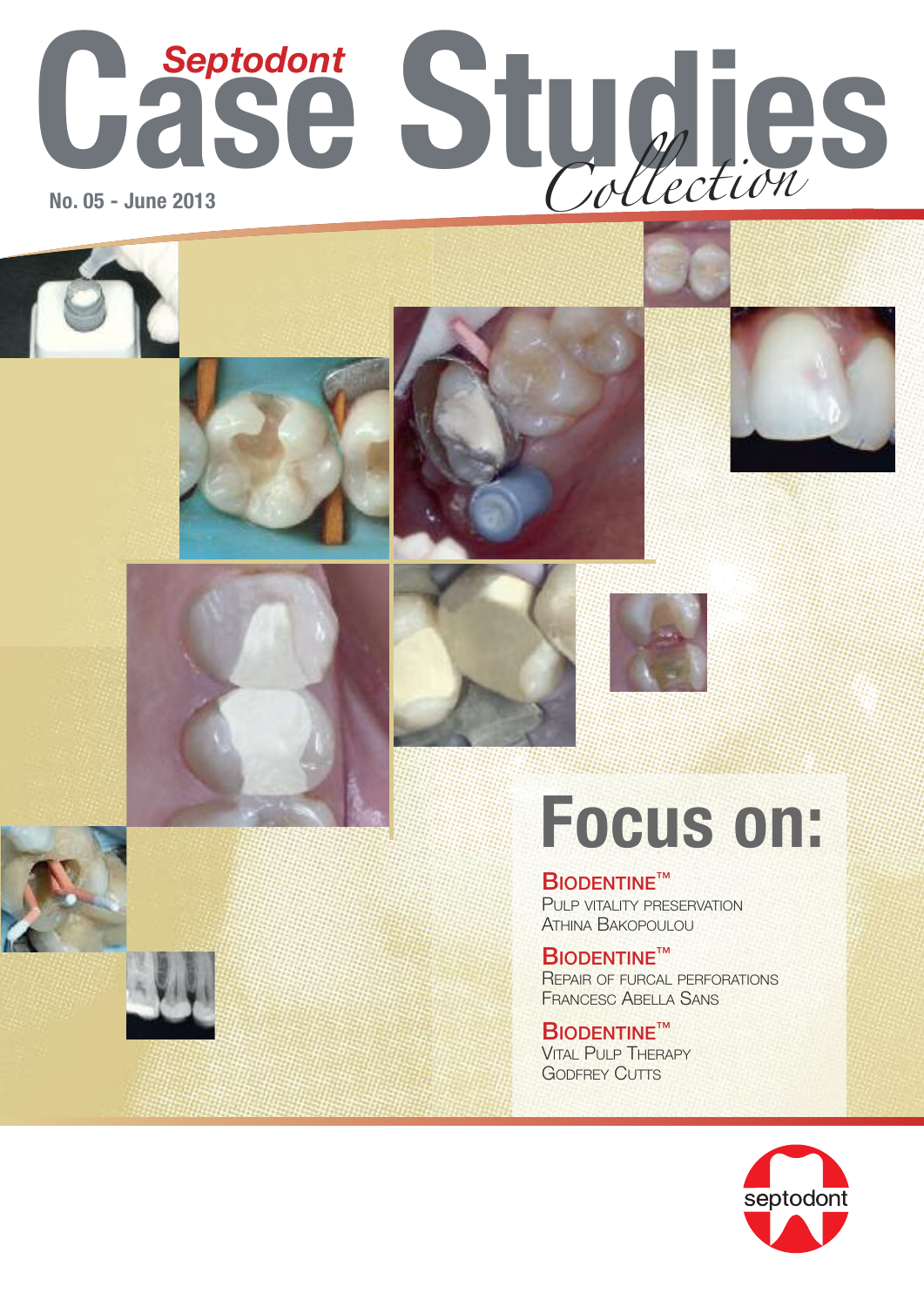# Septodont Case Studies Collection

No. 05 - June 2013

## Focus on:

**BIODENTINE™**
PULP VITALITY PRESERVATION
ATHINA BAKOPOULOU

**BIODENTINE™**
REPAIR OF FURCAL PERFORATIONS
FRANCESC ABELLA SANS

**BIODENTINE™**
VITAL PULP THERAPY
GODFREY CUTTS

septodont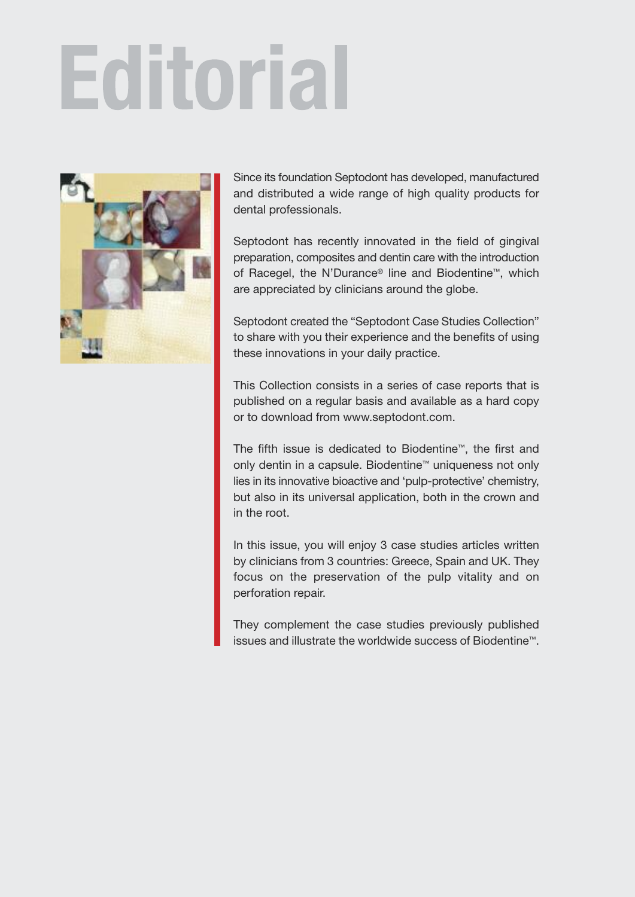# Editorial

Since its foundation Septodont has developed, manufactured and distributed a wide range of high quality products for dental professionals.

Septodont has recently innovated in the field of gingival preparation, composites and dentin care with the introduction of Racegel, the N'Durance® line and Biodentine™, which are appreciated by clinicians around the globe.

Septodont created the "Septodont Case Studies Collection" to share with you their experience and the benefits of using these innovations in your daily practice.

This Collection consists in a series of case reports that is published on a regular basis and available as a hard copy or to download from www.septodont.com.

The fifth issue is dedicated to Biodentine™, the first and only dentin in a capsule. Biodentine™ uniqueness not only lies in its innovative bioactive and 'pulp-protective' chemistry, but also in its universal application, both in the crown and in the root.

In this issue, you will enjoy 3 case studies articles written by clinicians from 3 countries: Greece, Spain and UK. They focus on the preservation of the pulp vitality and on perforation repair.

They complement the case studies previously published issues and illustrate the worldwide success of Biodentine™.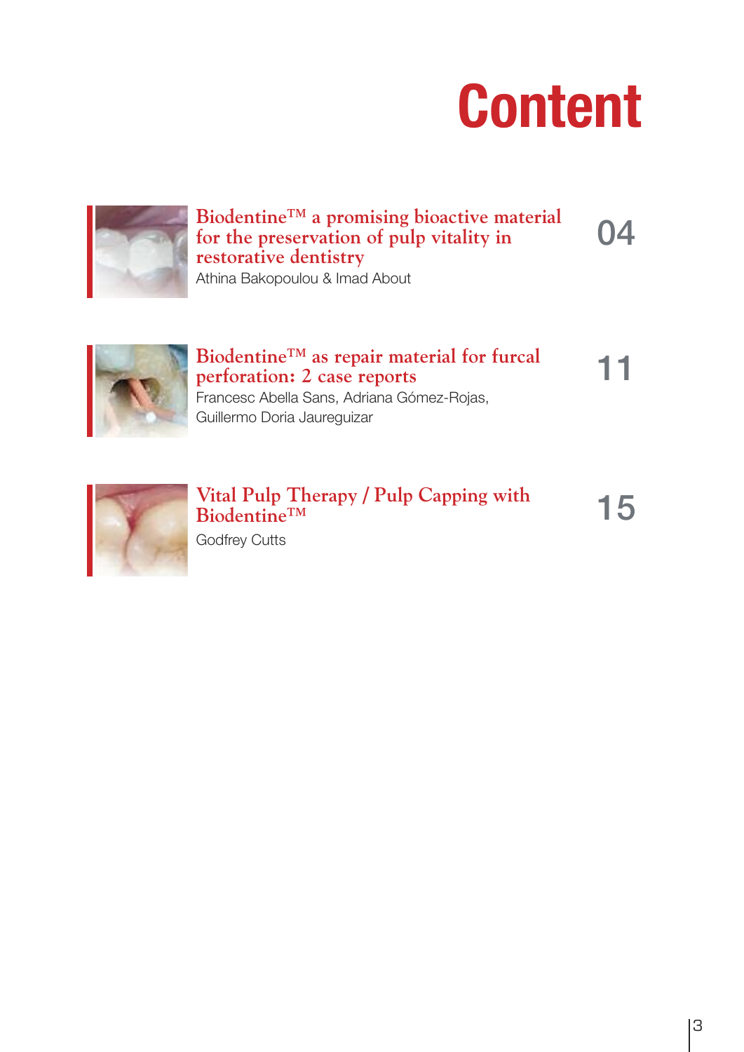# Content

**Biodentine™ a promising bioactive material for the preservation of pulp vitality in restorative dentistry** — 04
Athina Bakopoulou & Imad About

**Biodentine™ as repair material for furcal perforation: 2 case reports** — 11
Francesc Abella Sans, Adriana Gómez-Rojas, Guillermo Doria Jaureguizar

**Vital Pulp Therapy / Pulp Capping with Biodentine™** — 15
Godfrey Cutts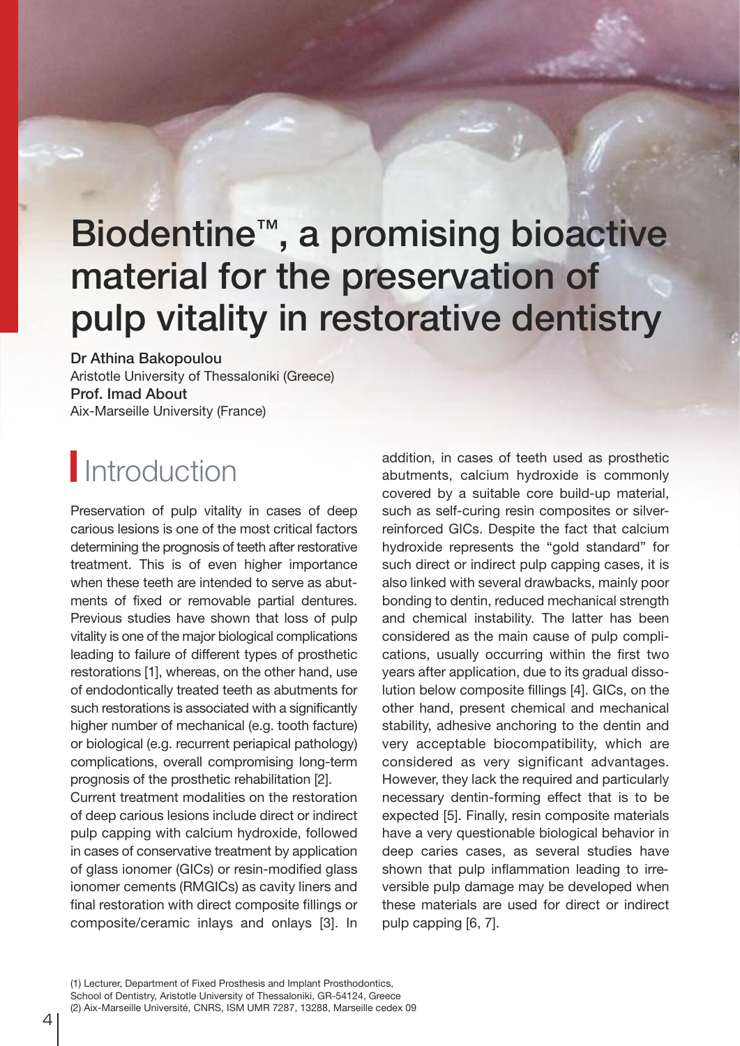# Biodentine™, a promising bioactive material for the preservation of pulp vitality in restorative dentistry

**Dr Athina Bakopoulou**
Aristotle University of Thessaloniki (Greece)
**Prof. Imad About**
Aix-Marseille University (France)

## Introduction

Preservation of pulp vitality in cases of deep carious lesions is one of the most critical factors determining the prognosis of teeth after restorative treatment. This is of even higher importance when these teeth are intended to serve as abutments of fixed or removable partial dentures. Previous studies have shown that loss of pulp vitality is one of the major biological complications leading to failure of different types of prosthetic restorations [1], whereas, on the other hand, use of endodontically treated teeth as abutments for such restorations is associated with a significantly higher number of mechanical (e.g. tooth facture) or biological (e.g. recurrent periapical pathology) complications, overall compromising long-term prognosis of the prosthetic rehabilitation [2].

Current treatment modalities on the restoration of deep carious lesions include direct or indirect pulp capping with calcium hydroxide, followed in cases of conservative treatment by application of glass ionomer (GICs) or resin-modified glass ionomer cements (RMGICs) as cavity liners and final restoration with direct composite fillings or composite/ceramic inlays and onlays [3]. In addition, in cases of teeth used as prosthetic abutments, calcium hydroxide is commonly covered by a suitable core build-up material, such as self-curing resin composites or silver-reinforced GICs. Despite the fact that calcium hydroxide represents the "gold standard" for such direct or indirect pulp capping cases, it is also linked with several drawbacks, mainly poor bonding to dentin, reduced mechanical strength and chemical instability. The latter has been considered as the main cause of pulp complications, usually occurring within the first two years after application, due to its gradual dissolution below composite fillings [4]. GICs, on the other hand, present chemical and mechanical stability, adhesive anchoring to the dentin and very acceptable biocompatibility, which are considered as very significant advantages. However, they lack the required and particularly necessary dentin-forming effect that is to be expected [5]. Finally, resin composite materials have a very questionable biological behavior in deep caries cases, as several studies have shown that pulp inflammation leading to irreversible pulp damage may be developed when these materials are used for direct or indirect pulp capping [6, 7].

(1) Lecturer, Department of Fixed Prosthesis and Implant Prosthodontics, School of Dentistry, Aristotle University of Thessaloniki, GR-54124, Greece
(2) Aix-Marseille Université, CNRS, ISM UMR 7287, 13288, Marseille cedex 09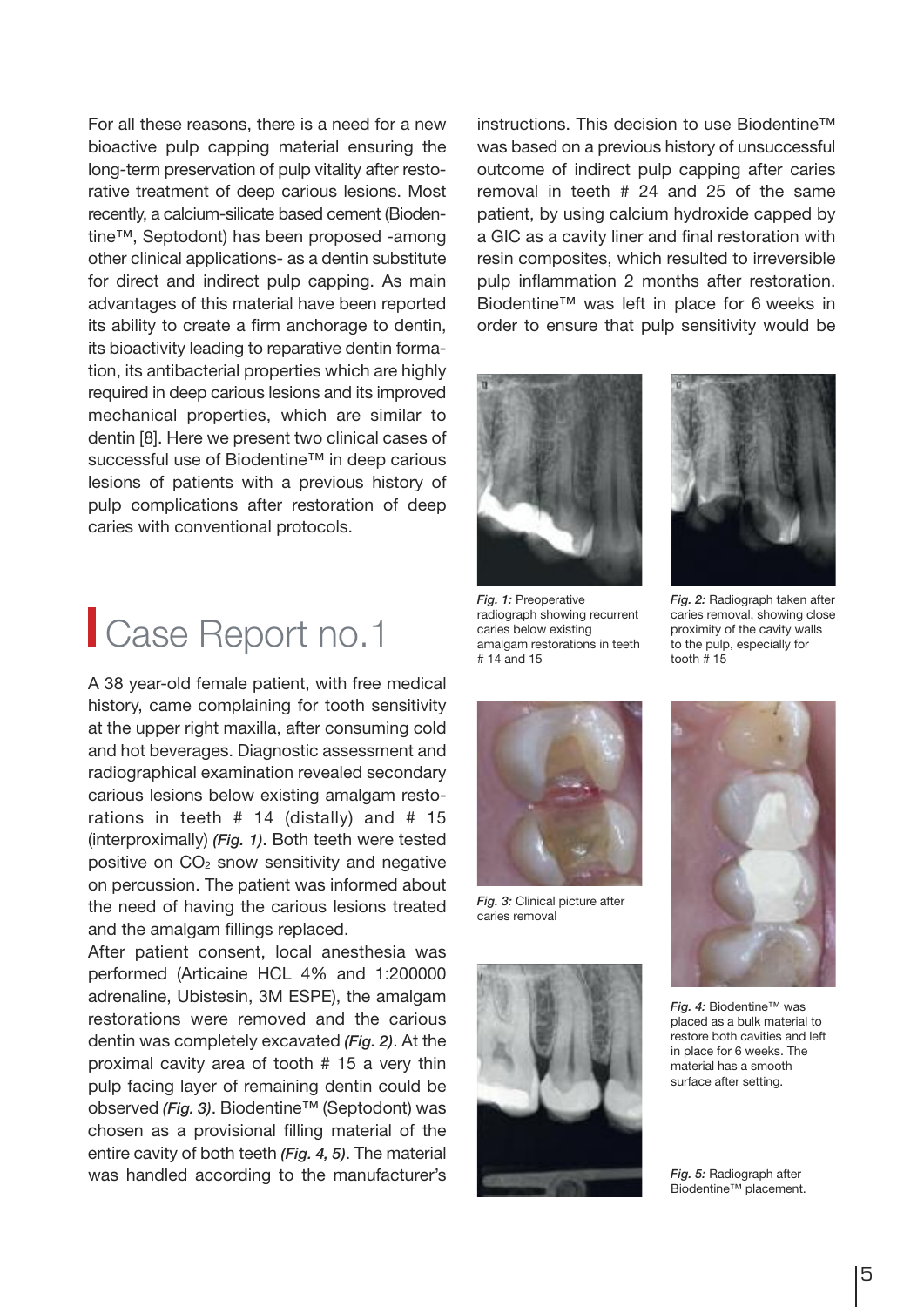For all these reasons, there is a need for a new bioactive pulp capping material ensuring the long-term preservation of pulp vitality after restorative treatment of deep carious lesions. Most recently, a calcium-silicate based cement (Biodentine™, Septodont) has been proposed -among other clinical applications- as a dentin substitute for direct and indirect pulp capping. As main advantages of this material have been reported its ability to create a firm anchorage to dentin, its bioactivity leading to reparative dentin formation, its antibacterial properties which are highly required in deep carious lesions and its improved mechanical properties, which are similar to dentin [8]. Here we present two clinical cases of successful use of Biodentine™ in deep carious lesions of patients with a previous history of pulp complications after restoration of deep caries with conventional protocols.

# Case Report no.1

A 38 year-old female patient, with free medical history, came complaining for tooth sensitivity at the upper right maxilla, after consuming cold and hot beverages. Diagnostic assessment and radiographical examination revealed secondary carious lesions below existing amalgam restorations in teeth # 14 (distally) and # 15 (interproximally) ***(Fig. 1)***. Both teeth were tested positive on $CO_2$ snow sensitivity and negative on percussion. The patient was informed about the need of having the carious lesions treated and the amalgam fillings replaced.

After patient consent, local anesthesia was performed (Articaine HCL 4% and 1:200000 adrenaline, Ubistesin, 3M ESPE), the amalgam restorations were removed and the carious dentin was completely excavated ***(Fig. 2)***. At the proximal cavity area of tooth # 15 a very thin pulp facing layer of remaining dentin could be observed ***(Fig. 3)***. Biodentine™ (Septodont) was chosen as a provisional filling material of the entire cavity of both teeth ***(Fig. 4, 5)***. The material was handled according to the manufacturer's instructions. This decision to use Biodentine™ was based on a previous history of unsuccessful outcome of indirect pulp capping after caries removal in teeth # 24 and 25 of the same patient, by using calcium hydroxide capped by a GIC as a cavity liner and final restoration with resin composites, which resulted to irreversible pulp inflammation 2 months after restoration. Biodentine™ was left in place for 6 weeks in order to ensure that pulp sensitivity would be

***Fig. 1:*** Preoperative radiograph showing recurrent caries below existing amalgam restorations in teeth # 14 and 15

***Fig. 2:*** Radiograph taken after caries removal, showing close proximity of the cavity walls to the pulp, especially for tooth # 15

***Fig. 3:*** Clinical picture after caries removal

***Fig. 4:*** Biodentine™ was placed as a bulk material to restore both cavities and left in place for 6 weeks. The material has a smooth surface after setting.

***Fig. 5:*** Radiograph after Biodentine™ placement.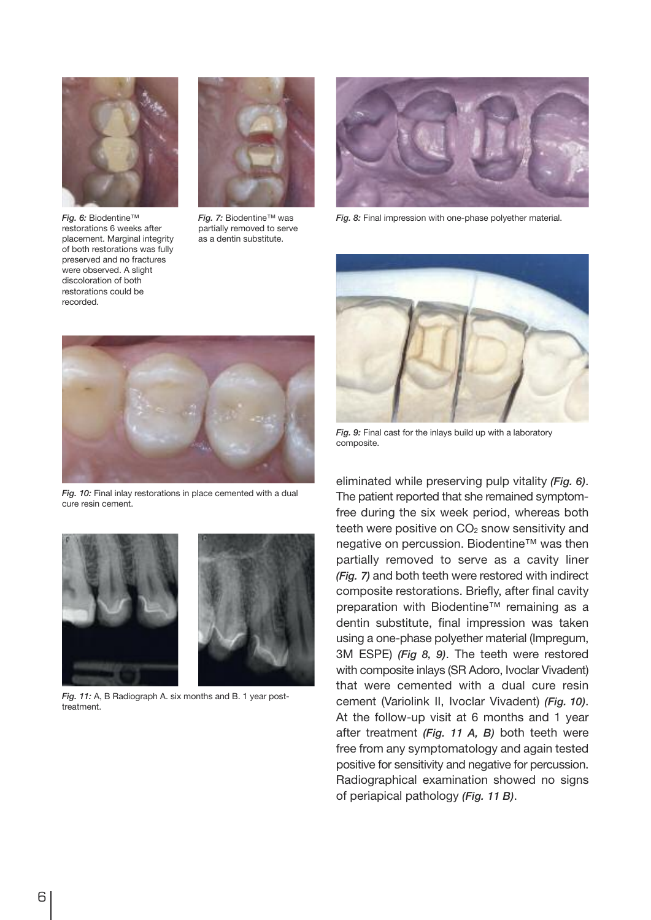*Fig. 6:* Biodentine™ restorations 6 weeks after placement. Marginal integrity of both restorations was fully preserved and no fractures were observed. A slight discoloration of both restorations could be recorded.

*Fig. 7:* Biodentine™ was partially removed to serve as a dentin substitute.

*Fig. 8:* Final impression with one-phase polyether material.

*Fig. 9:* Final cast for the inlays build up with a laboratory composite.

*Fig. 10:* Final inlay restorations in place cemented with a dual cure resin cement.

*Fig. 11:* A, B Radiograph A. six months and B. 1 year post-treatment.

eliminated while preserving pulp vitality *(Fig. 6)*. The patient reported that she remained symptom-free during the six week period, whereas both teeth were positive on $CO_2$ snow sensitivity and negative on percussion. Biodentine™ was then partially removed to serve as a cavity liner *(Fig. 7)* and both teeth were restored with indirect composite restorations. Briefly, after final cavity preparation with Biodentine™ remaining as a dentin substitute, final impression was taken using a one-phase polyether material (Impregum, 3M ESPE) *(Fig 8, 9)*. The teeth were restored with composite inlays (SR Adoro, Ivoclar Vivadent) that were cemented with a dual cure resin cement (Variolink II, Ivoclar Vivadent) *(Fig. 10)*. At the follow-up visit at 6 months and 1 year after treatment *(Fig. 11 A, B)* both teeth were free from any symptomatology and again tested positive for sensitivity and negative for percussion. Radiographical examination showed no signs of periapical pathology *(Fig. 11 B)*.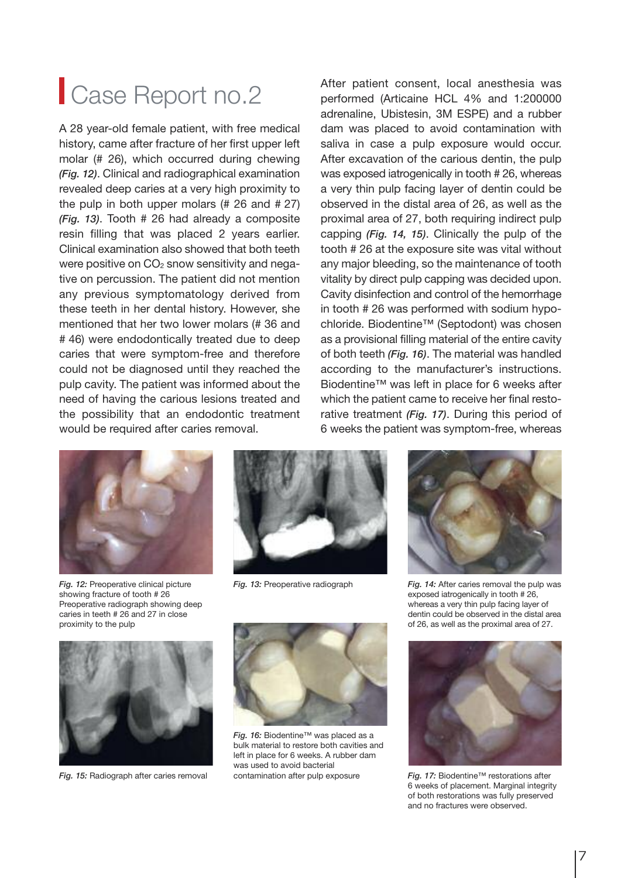# Case Report no.2

A 28 year-old female patient, with free medical history, came after fracture of her first upper left molar (# 26), which occurred during chewing *(Fig. 12)*. Clinical and radiographical examination revealed deep caries at a very high proximity to the pulp in both upper molars (# 26 and # 27) *(Fig. 13)*. Tooth # 26 had already a composite resin filling that was placed 2 years earlier. Clinical examination also showed that both teeth were positive on $CO_2$ snow sensitivity and negative on percussion. The patient did not mention any previous symptomatology derived from these teeth in her dental history. However, she mentioned that her two lower molars (# 36 and # 46) were endodontically treated due to deep caries that were symptom-free and therefore could not be diagnosed until they reached the pulp cavity. The patient was informed about the need of having the carious lesions treated and the possibility that an endodontic treatment would be required after caries removal.

After patient consent, local anesthesia was performed (Articaine HCL 4% and 1:200000 adrenaline, Ubistesin, 3M ESPE) and a rubber dam was placed to avoid contamination with saliva in case a pulp exposure would occur. After excavation of the carious dentin, the pulp was exposed iatrogenically in tooth # 26, whereas a very thin pulp facing layer of dentin could be observed in the distal area of 26, as well as the proximal area of 27, both requiring indirect pulp capping *(Fig. 14, 15)*. Clinically the pulp of the tooth # 26 at the exposure site was vital without any major bleeding, so the maintenance of tooth vitality by direct pulp capping was decided upon. Cavity disinfection and control of the hemorrhage in tooth # 26 was performed with sodium hypochloride. Biodentine™ (Septodont) was chosen as a provisional filling material of the entire cavity of both teeth *(Fig. 16)*. The material was handled according to the manufacturer's instructions. Biodentine™ was left in place for 6 weeks after which the patient came to receive her final restorative treatment *(Fig. 17)*. During this period of 6 weeks the patient was symptom-free, whereas

*Fig. 12:* Preoperative clinical picture showing fracture of tooth # 26 Preoperative radiograph showing deep caries in teeth # 26 and 27 in close proximity to the pulp

*Fig. 13:* Preoperative radiograph

*Fig. 14:* After caries removal the pulp was exposed iatrogenically in tooth # 26, whereas a very thin pulp facing layer of dentin could be observed in the distal area of 26, as well as the proximal area of 27.

*Fig. 15:* Radiograph after caries removal

*Fig. 16:* Biodentine™ was placed as a bulk material to restore both cavities and left in place for 6 weeks. A rubber dam was used to avoid bacterial contamination after pulp exposure

*Fig. 17:* Biodentine™ restorations after 6 weeks of placement. Marginal integrity of both restorations was fully preserved and no fractures were observed.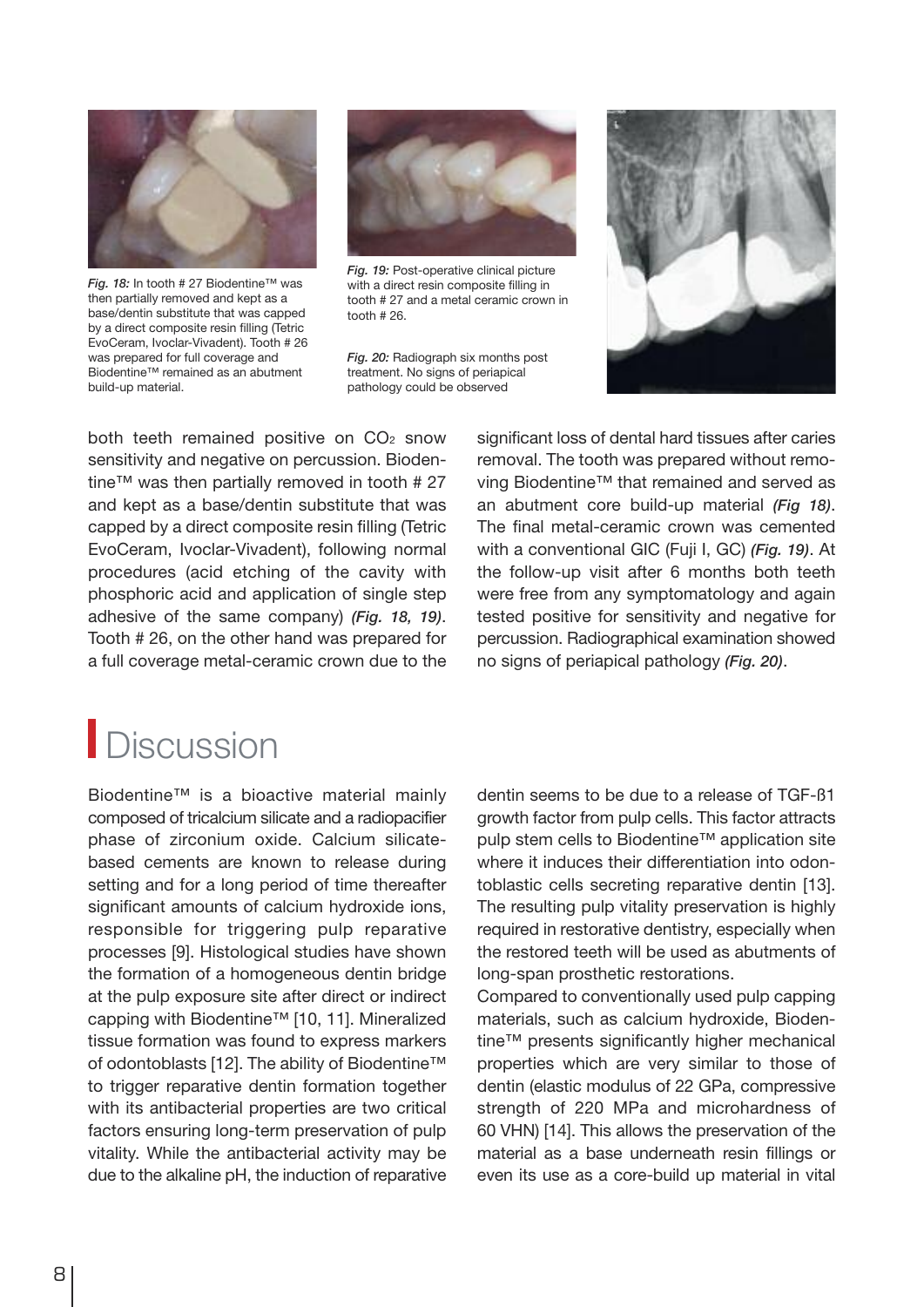*Fig. 18:* In tooth # 27 Biodentine™ was then partially removed and kept as a base/dentin substitute that was capped by a direct composite resin filling (Tetric EvoCeram, Ivoclar-Vivadent). Tooth # 26 was prepared for full coverage and Biodentine™ remained as an abutment build-up material.

*Fig. 19:* Post-operative clinical picture with a direct resin composite filling in tooth # 27 and a metal ceramic crown in tooth # 26.

*Fig. 20:* Radiograph six months post treatment. No signs of periapical pathology could be observed

both teeth remained positive on $CO_2$ snow sensitivity and negative on percussion. Biodentine™ was then partially removed in tooth # 27 and kept as a base/dentin substitute that was capped by a direct composite resin filling (Tetric EvoCeram, Ivoclar-Vivadent), following normal procedures (acid etching of the cavity with phosphoric acid and application of single step adhesive of the same company) ***(Fig. 18, 19)***. Tooth # 26, on the other hand was prepared for a full coverage metal-ceramic crown due to the significant loss of dental hard tissues after caries removal. The tooth was prepared without removing Biodentine™ that remained and served as an abutment core build-up material ***(Fig 18)***. The final metal-ceramic crown was cemented with a conventional GIC (Fuji I, GC) ***(Fig. 19)***. At the follow-up visit after 6 months both teeth were free from any symptomatology and again tested positive for sensitivity and negative for percussion. Radiographical examination showed no signs of periapical pathology ***(Fig. 20)***.

# Discussion

Biodentine™ is a bioactive material mainly composed of tricalcium silicate and a radiopacifier phase of zirconium oxide. Calcium silicate-based cements are known to release during setting and for a long period of time thereafter significant amounts of calcium hydroxide ions, responsible for triggering pulp reparative processes [9]. Histological studies have shown the formation of a homogeneous dentin bridge at the pulp exposure site after direct or indirect capping with Biodentine™ [10, 11]. Mineralized tissue formation was found to express markers of odontoblasts [12]. The ability of Biodentine™ to trigger reparative dentin formation together with its antibacterial properties are two critical factors ensuring long-term preservation of pulp vitality. While the antibacterial activity may be due to the alkaline pH, the induction of reparative dentin seems to be due to a release of TGF-ß1 growth factor from pulp cells. This factor attracts pulp stem cells to Biodentine™ application site where it induces their differentiation into odontoblastic cells secreting reparative dentin [13]. The resulting pulp vitality preservation is highly required in restorative dentistry, especially when the restored teeth will be used as abutments of long-span prosthetic restorations.

Compared to conventionally used pulp capping materials, such as calcium hydroxide, Biodentine™ presents significantly higher mechanical properties which are very similar to those of dentin (elastic modulus of 22 GPa, compressive strength of 220 MPa and microhardness of 60 VHN) [14]. This allows the preservation of the material as a base underneath resin fillings or even its use as a core-build up material in vital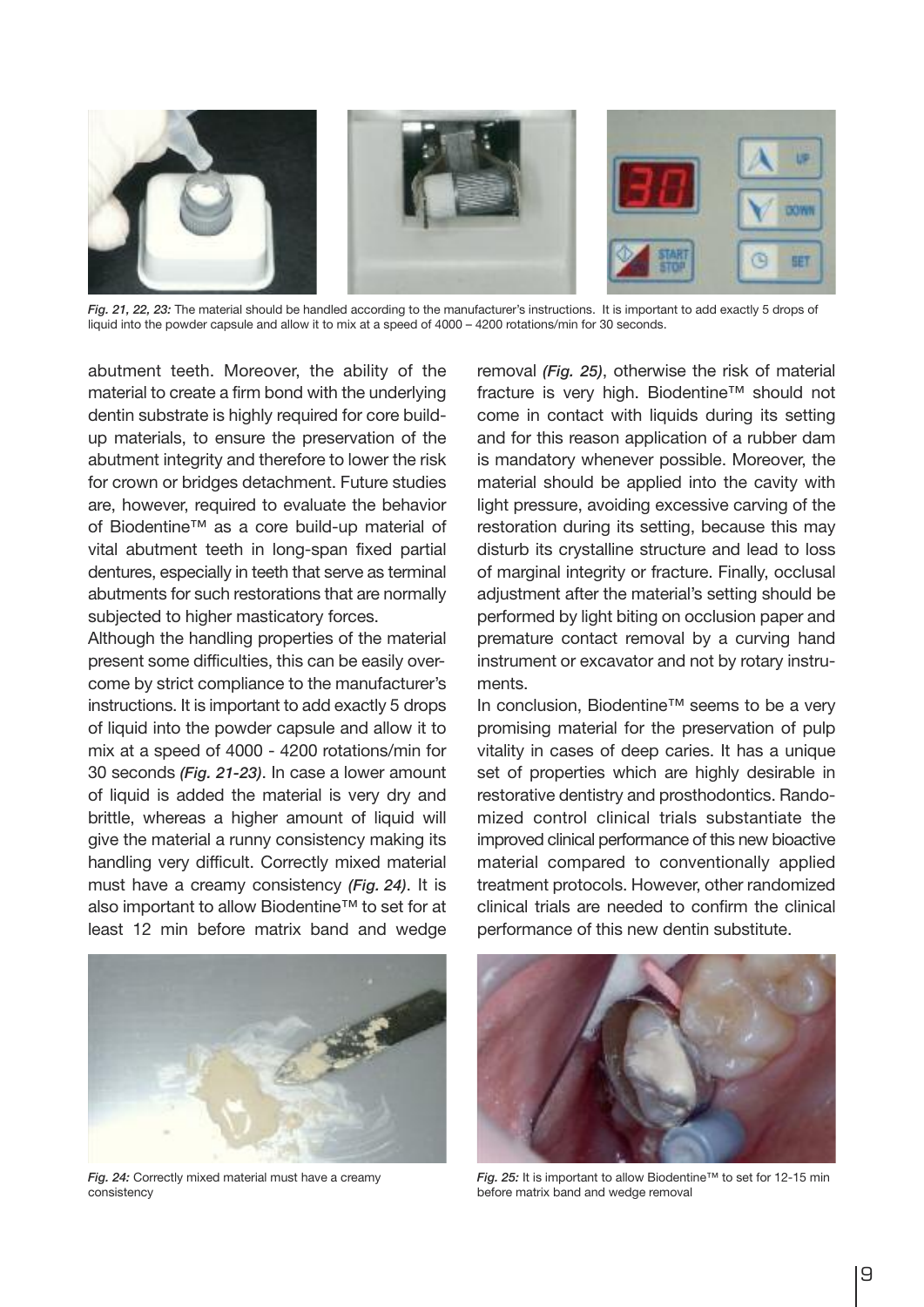*Fig. 21, 22, 23:* The material should be handled according to the manufacturer's instructions. It is important to add exactly 5 drops of liquid into the powder capsule and allow it to mix at a speed of 4000 – 4200 rotations/min for 30 seconds.

abutment teeth. Moreover, the ability of the material to create a firm bond with the underlying dentin substrate is highly required for core build-up materials, to ensure the preservation of the abutment integrity and therefore to lower the risk for crown or bridges detachment. Future studies are, however, required to evaluate the behavior of Biodentine™ as a core build-up material of vital abutment teeth in long-span fixed partial dentures, especially in teeth that serve as terminal abutments for such restorations that are normally subjected to higher masticatory forces.

Although the handling properties of the material present some difficulties, this can be easily overcome by strict compliance to the manufacturer's instructions. It is important to add exactly 5 drops of liquid into the powder capsule and allow it to mix at a speed of 4000 - 4200 rotations/min for 30 seconds *(Fig. 21-23)*. In case a lower amount of liquid is added the material is very dry and brittle, whereas a higher amount of liquid will give the material a runny consistency making its handling very difficult. Correctly mixed material must have a creamy consistency *(Fig. 24)*. It is also important to allow Biodentine™ to set for at least 12 min before matrix band and wedge removal *(Fig. 25)*, otherwise the risk of material fracture is very high. Biodentine™ should not come in contact with liquids during its setting and for this reason application of a rubber dam is mandatory whenever possible. Moreover, the material should be applied into the cavity with light pressure, avoiding excessive carving of the restoration during its setting, because this may disturb its crystalline structure and lead to loss of marginal integrity or fracture. Finally, occlusal adjustment after the material's setting should be performed by light biting on occlusion paper and premature contact removal by a curving hand instrument or excavator and not by rotary instruments.

In conclusion, Biodentine™ seems to be a very promising material for the preservation of pulp vitality in cases of deep caries. It has a unique set of properties which are highly desirable in restorative dentistry and prosthodontics. Randomized control clinical trials substantiate the improved clinical performance of this new bioactive material compared to conventionally applied treatment protocols. However, other randomized clinical trials are needed to confirm the clinical performance of this new dentin substitute.

*Fig. 24:* Correctly mixed material must have a creamy consistency

*Fig. 25:* It is important to allow Biodentine™ to set for 12-15 min before matrix band and wedge removal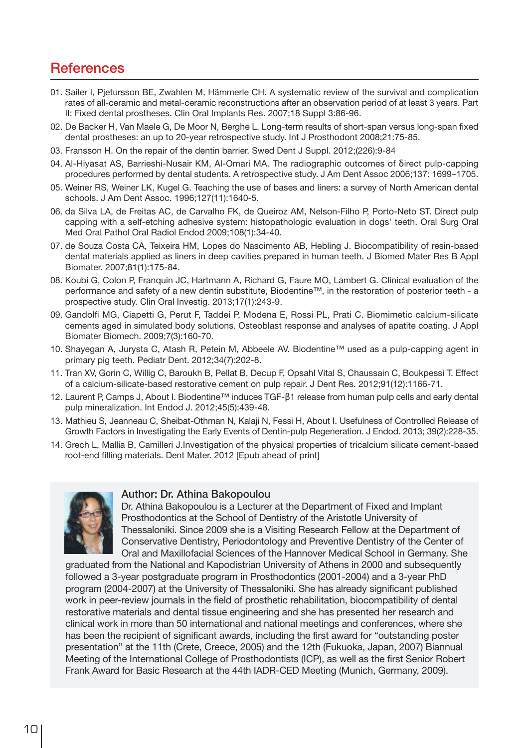## References

01. Sailer I, Pjetursson BE, Zwahlen M, Hämmerle CH. A systematic review of the survival and complication rates of all-ceramic and metal-ceramic reconstructions after an observation period of at least 3 years. Part II: Fixed dental prostheses. Clin Oral Implants Res. 2007;18 Suppl 3:86-96.
02. De Backer H, Van Maele G, De Moor N, Berghe L. Long-term results of short-span versus long-span fixed dental prostheses: an up to 20-year retrospective study. Int J Prosthodont 2008;21:75-85.
03. Fransson H. On the repair of the dentin barrier. Swed Dent J Suppl. 2012;(226):9-84
04. Al-Hiyasat AS, Barrieshi-Nusair KM, Al-Omari MA. The radiographic outcomes of δirect pulp-capping procedures performed by dental students. A retrospective study. J Am Dent Assoc 2006;137: 1699–1705.
05. Weiner RS, Weiner LK, Kugel G. Teaching the use of bases and liners: a survey of North American dental schools. J Am Dent Assoc. 1996;127(11):1640-5.
06. da Silva LA, de Freitas AC, de Carvalho FK, de Queiroz AM, Nelson-Filho P, Porto-Neto ST. Direct pulp capping with a self-etching adhesive system: histopathologic evaluation in dogs' teeth. Oral Surg Oral Med Oral Pathol Oral Radiol Endod 2009;108(1):34-40.
07. de Souza Costa CA, Teixeira HM, Lopes do Nascimento AB, Hebling J. Biocompatibility of resin-based dental materials applied as liners in deep cavities prepared in human teeth. J Biomed Mater Res B Appl Biomater. 2007;81(1):175-84.
08. Koubi G, Colon P, Franquin JC, Hartmann A, Richard G, Faure MO, Lambert G. Clinical evaluation of the performance and safety of a new dentin substitute, Biodentine™, in the restoration of posterior teeth - a prospective study. Clin Oral Investig. 2013;17(1):243-9.
09. Gandolfi MG, Ciapetti G, Perut F, Taddei P, Modena E, Rossi PL, Prati C. Biomimetic calcium-silicate cements aged in simulated body solutions. Osteoblast response and analyses of apatite coating. J Appl Biomater Biomech. 2009;7(3):160-70.
10. Shayegan A, Jurysta C, Atash R, Petein M, Abbeele AV. Biodentine™ used as a pulp-capping agent in primary pig teeth. Pediatr Dent. 2012;34(7):202-8.
11. Tran XV, Gorin C, Willig C, Baroukh B, Pellat B, Decup F, Opsahl Vital S, Chaussain C, Boukpessi T. Effect of a calcium-silicate-based restorative cement on pulp repair. J Dent Res. 2012;91(12):1166-71.
12. Laurent P, Camps J, About I. Biodentine™ induces TGF-β1 release from human pulp cells and early dental pulp mineralization. Int Endod J. 2012;45(5):439-48.
13. Mathieu S, Jeanneau C, Sheibat-Othman N, Kalaji N, Fessi H, About I. Usefulness of Controlled Release of Growth Factors in Investigating the Early Events of Dentin-pulp Regeneration. J Endod. 2013; 39(2):228-35.
14. Grech L, Mallia B, Camilleri J.Investigation of the physical properties of tricalcium silicate cement-based root-end filling materials. Dent Mater. 2012 [Epub ahead of print]

**Author: Dr. Athina Bakopoulou**

Dr. Athina Bakopoulou is a Lecturer at the Department of Fixed and Implant Prosthodontics at the School of Dentistry of the Aristotle University of Thessaloniki. Since 2009 she is a Visiting Research Fellow at the Department of Conservative Dentistry, Periodontology and Preventive Dentistry of the Center of Oral and Maxillofacial Sciences of the Hannover Medical School in Germany. She graduated from the National and Kapodistrian University of Athens in 2000 and subsequently followed a 3-year postgraduate program in Prosthodontics (2001-2004) and a 3-year PhD program (2004-2007) at the University of Thessaloniki. She has already significant published work in peer-review journals in the field of prosthetic rehabilitation, biocompatibility of dental restorative materials and dental tissue engineering and she has presented her research and clinical work in more than 50 international and national meetings and conferences, where she has been the recipient of significant awards, including the first award for "outstanding poster presentation" at the 11th (Crete, Creece, 2005) and the 12th (Fukuoka, Japan, 2007) Biannual Meeting of the International College of Prosthodontists (ICP), as well as the first Senior Robert Frank Award for Basic Research at the 44th IADR-CED Meeting (Munich, Germany, 2009).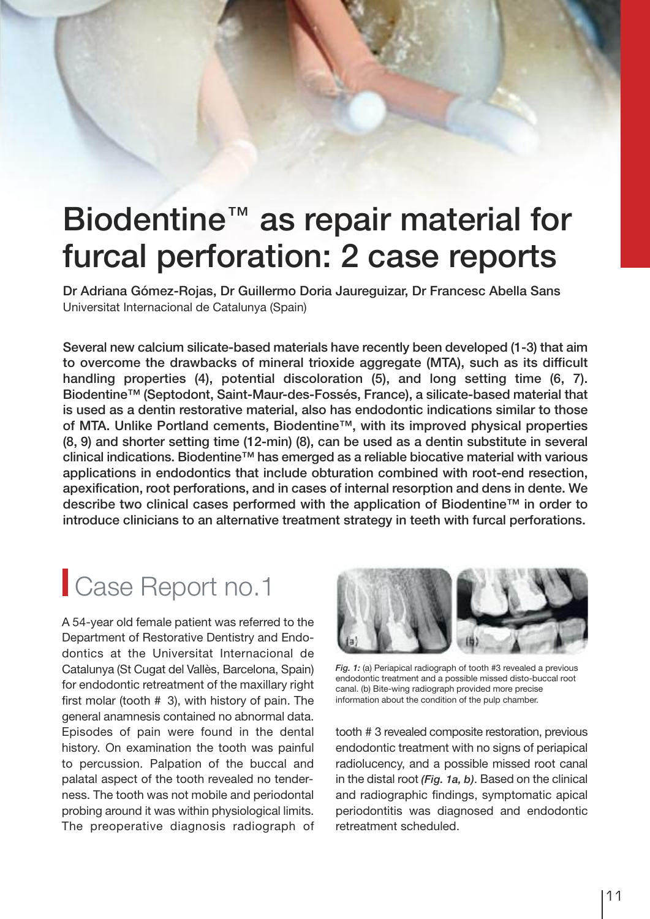# Biodentine™ as repair material for furcal perforation: 2 case reports

**Dr Adriana Gómez-Rojas, Dr Guillermo Doria Jaureguizar, Dr Francesc Abella Sans**
Universitat Internacional de Catalunya (Spain)

**Several new calcium silicate-based materials have recently been developed (1-3) that aim to overcome the drawbacks of mineral trioxide aggregate (MTA), such as its difficult handling properties (4), potential discoloration (5), and long setting time (6, 7). Biodentine™ (Septodont, Saint-Maur-des-Fossés, France), a silicate-based material that is used as a dentin restorative material, also has endodontic indications similar to those of MTA. Unlike Portland cements, Biodentine™, with its improved physical properties (8, 9) and shorter setting time (12-min) (8), can be used as a dentin substitute in several clinical indications. Biodentine™ has emerged as a reliable biocative material with various applications in endodontics that include obturation combined with root-end resection, apexification, root perforations, and in cases of internal resorption and dens in dente. We describe two clinical cases performed with the application of Biodentine™ in order to introduce clinicians to an alternative treatment strategy in teeth with furcal perforations.**

## Case Report no.1

A 54-year old female patient was referred to the Department of Restorative Dentistry and Endodontics at the Universitat Internacional de Catalunya (St Cugat del Vallès, Barcelona, Spain) for endodontic retreatment of the maxillary right first molar (tooth # 3), with history of pain. The general anamnesis contained no abnormal data. Episodes of pain were found in the dental history. On examination the tooth was painful to percussion. Palpation of the buccal and palatal aspect of the tooth revealed no tenderness. The tooth was not mobile and periodontal probing around it was within physiological limits. The preoperative diagnosis radiograph of tooth # 3 revealed composite restoration, previous endodontic treatment with no signs of periapical radiolucency, and a possible missed root canal in the distal root *(Fig. 1a, b)*. Based on the clinical and radiographic findings, symptomatic apical periodontitis was diagnosed and endodontic retreatment scheduled.

*Fig. 1:* (a) Periapical radiograph of tooth #3 revealed a previous endodontic treatment and a possible missed disto-buccal root canal. (b) Bite-wing radiograph provided more precise information about the condition of the pulp chamber.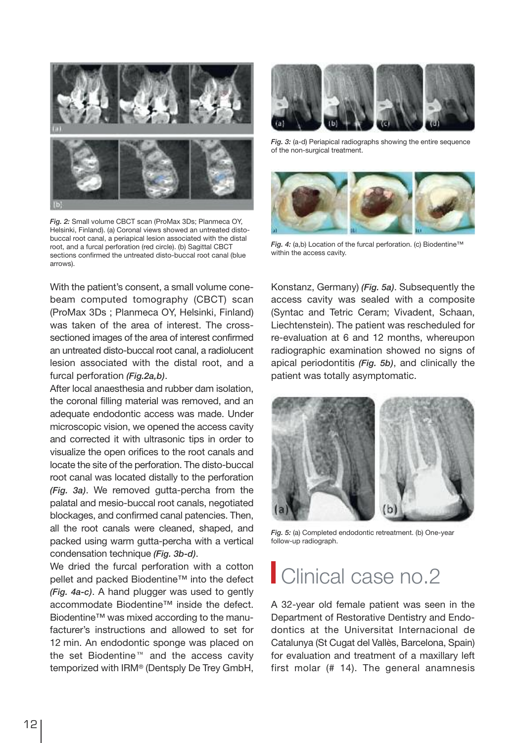*Fig. 2:* Small volume CBCT scan (ProMax 3Ds; Planmeca OY, Helsinki, Finland). (a) Coronal views showed an untreated disto-buccal root canal, a periapical lesion associated with the distal root, and a furcal perforation (red circle). (b) Sagittal CBCT sections confirmed the untreated disto-buccal root canal (blue arrows).

*Fig. 3:* (a-d) Periapical radiographs showing the entire sequence of the non-surgical treatment.

*Fig. 4:* (a,b) Location of the furcal perforation. (c) Biodentine™ within the access cavity.

With the patient's consent, a small volume cone-beam computed tomography (CBCT) scan (ProMax 3Ds ; Planmeca OY, Helsinki, Finland) was taken of the area of interest. The cross-sectioned images of the area of interest confirmed an untreated disto-buccal root canal, a radiolucent lesion associated with the distal root, and a furcal perforation *(Fig.2a,b)*.

After local anaesthesia and rubber dam isolation, the coronal filling material was removed, and an adequate endodontic access was made. Under microscopic vision, we opened the access cavity and corrected it with ultrasonic tips in order to visualize the open orifices to the root canals and locate the site of the perforation. The disto-buccal root canal was located distally to the perforation *(Fig. 3a)*. We removed gutta-percha from the palatal and mesio-buccal root canals, negotiated blockages, and confirmed canal patencies. Then, all the root canals were cleaned, shaped, and packed using warm gutta-percha with a vertical condensation technique *(Fig. 3b-d)*.

We dried the furcal perforation with a cotton pellet and packed Biodentine™ into the defect *(Fig. 4a-c)*. A hand plugger was used to gently accommodate Biodentine™ inside the defect. Biodentine™ was mixed according to the manufacturer's instructions and allowed to set for 12 min. An endodontic sponge was placed on the set Biodentine™ and the access cavity temporized with IRM® (Dentsply De Trey GmbH, Konstanz, Germany) *(Fig. 5a)*. Subsequently the access cavity was sealed with a composite (Syntac and Tetric Ceram; Vivadent, Schaan, Liechtenstein). The patient was rescheduled for re-evaluation at 6 and 12 months, whereupon radiographic examination showed no signs of apical periodontitis *(Fig. 5b)*, and clinically the patient was totally asymptomatic.

*Fig. 5:* (a) Completed endodontic retreatment. (b) One-year follow-up radiograph.

## Clinical case no.2

A 32-year old female patient was seen in the Department of Restorative Dentistry and Endodontics at the Universitat Internacional de Catalunya (St Cugat del Vallès, Barcelona, Spain) for evaluation and treatment of a maxillary left first molar (# 14). The general anamnesis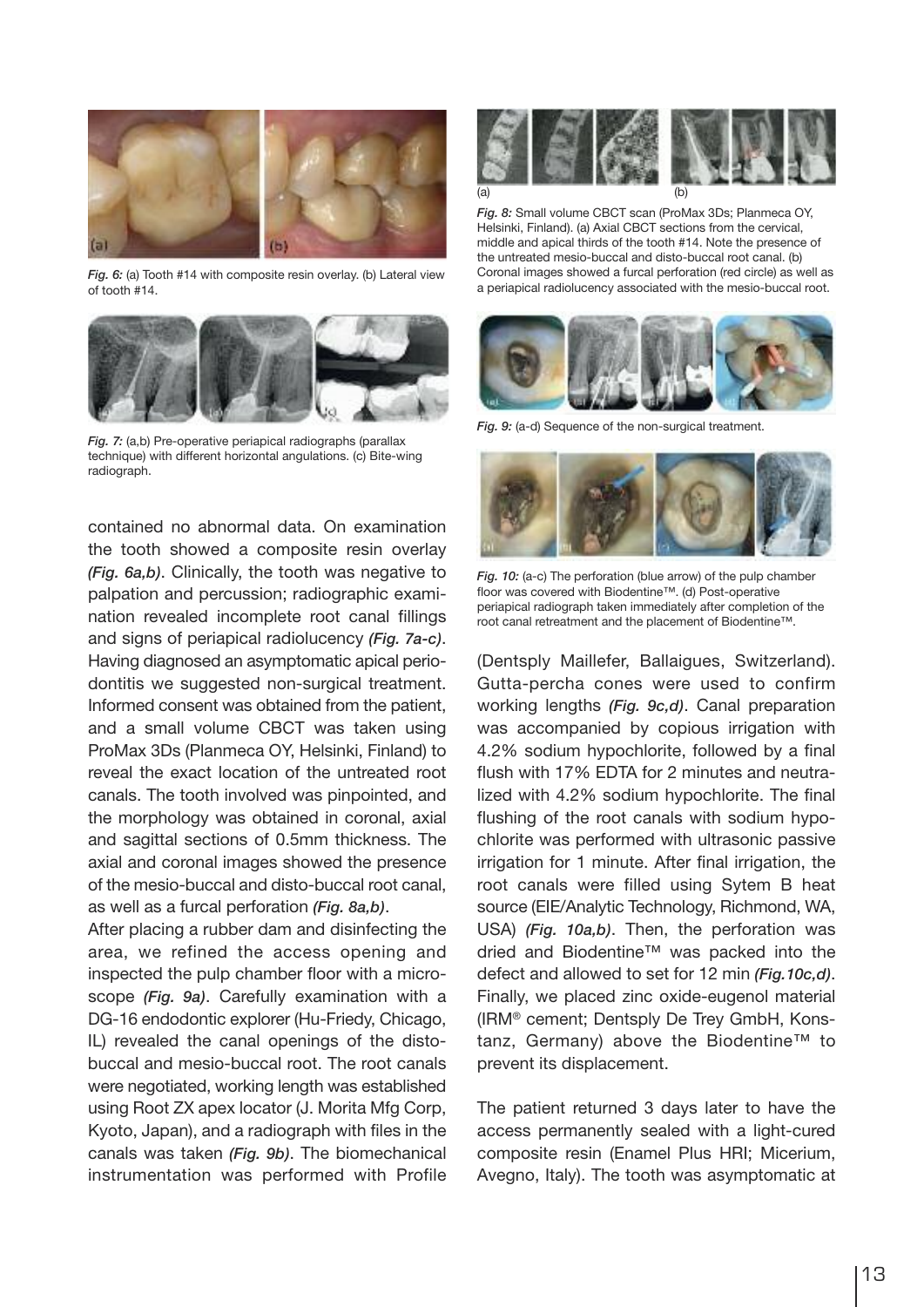*Fig. 6:* (a) Tooth #14 with composite resin overlay. (b) Lateral view of tooth #14.

*Fig. 7:* (a,b) Pre-operative periapical radiographs (parallax technique) with different horizontal angulations. (c) Bite-wing radiograph.

contained no abnormal data. On examination the tooth showed a composite resin overlay *(Fig. 6a,b)*. Clinically, the tooth was negative to palpation and percussion; radiographic examination revealed incomplete root canal fillings and signs of periapical radiolucency *(Fig. 7a-c)*. Having diagnosed an asymptomatic apical periodontitis we suggested non-surgical treatment. Informed consent was obtained from the patient, and a small volume CBCT was taken using ProMax 3Ds (Planmeca OY, Helsinki, Finland) to reveal the exact location of the untreated root canals. The tooth involved was pinpointed, and the morphology was obtained in coronal, axial and sagittal sections of 0.5mm thickness. The axial and coronal images showed the presence of the mesio-buccal and disto-buccal root canal, as well as a furcal perforation *(Fig. 8a,b)*.

After placing a rubber dam and disinfecting the area, we refined the access opening and inspected the pulp chamber floor with a microscope *(Fig. 9a)*. Carefully examination with a DG-16 endodontic explorer (Hu-Friedy, Chicago, IL) revealed the canal openings of the disto-buccal and mesio-buccal root. The root canals were negotiated, working length was established using Root ZX apex locator (J. Morita Mfg Corp, Kyoto, Japan), and a radiograph with files in the canals was taken *(Fig. 9b)*. The biomechanical instrumentation was performed with Profile

*Fig. 8:* Small volume CBCT scan (ProMax 3Ds; Planmeca OY, Helsinki, Finland). (a) Axial CBCT sections from the cervical, middle and apical thirds of the tooth #14. Note the presence of the untreated mesio-buccal and disto-buccal root canal. (b) Coronal images showed a furcal perforation (red circle) as well as a periapical radiolucency associated with the mesio-buccal root.

*Fig. 9:* (a-d) Sequence of the non-surgical treatment.

*Fig. 10:* (a-c) The perforation (blue arrow) of the pulp chamber floor was covered with Biodentine™. (d) Post-operative periapical radiograph taken immediately after completion of the root canal retreatment and the placement of Biodentine™.

(Dentsply Maillefer, Ballaigues, Switzerland). Gutta-percha cones were used to confirm working lengths *(Fig. 9c,d)*. Canal preparation was accompanied by copious irrigation with 4.2% sodium hypochlorite, followed by a final flush with 17% EDTA for 2 minutes and neutralized with 4.2% sodium hypochlorite. The final flushing of the root canals with sodium hypochlorite was performed with ultrasonic passive irrigation for 1 minute. After final irrigation, the root canals were filled using Sytem B heat source (EIE/Analytic Technology, Richmond, WA, USA) *(Fig. 10a,b)*. Then, the perforation was dried and Biodentine™ was packed into the defect and allowed to set for 12 min *(Fig.10c,d)*. Finally, we placed zinc oxide-eugenol material (IRM® cement; Dentsply De Trey GmbH, Konstanz, Germany) above the Biodentine™ to prevent its displacement.

The patient returned 3 days later to have the access permanently sealed with a light-cured composite resin (Enamel Plus HRI; Micerium, Avegno, Italy). The tooth was asymptomatic at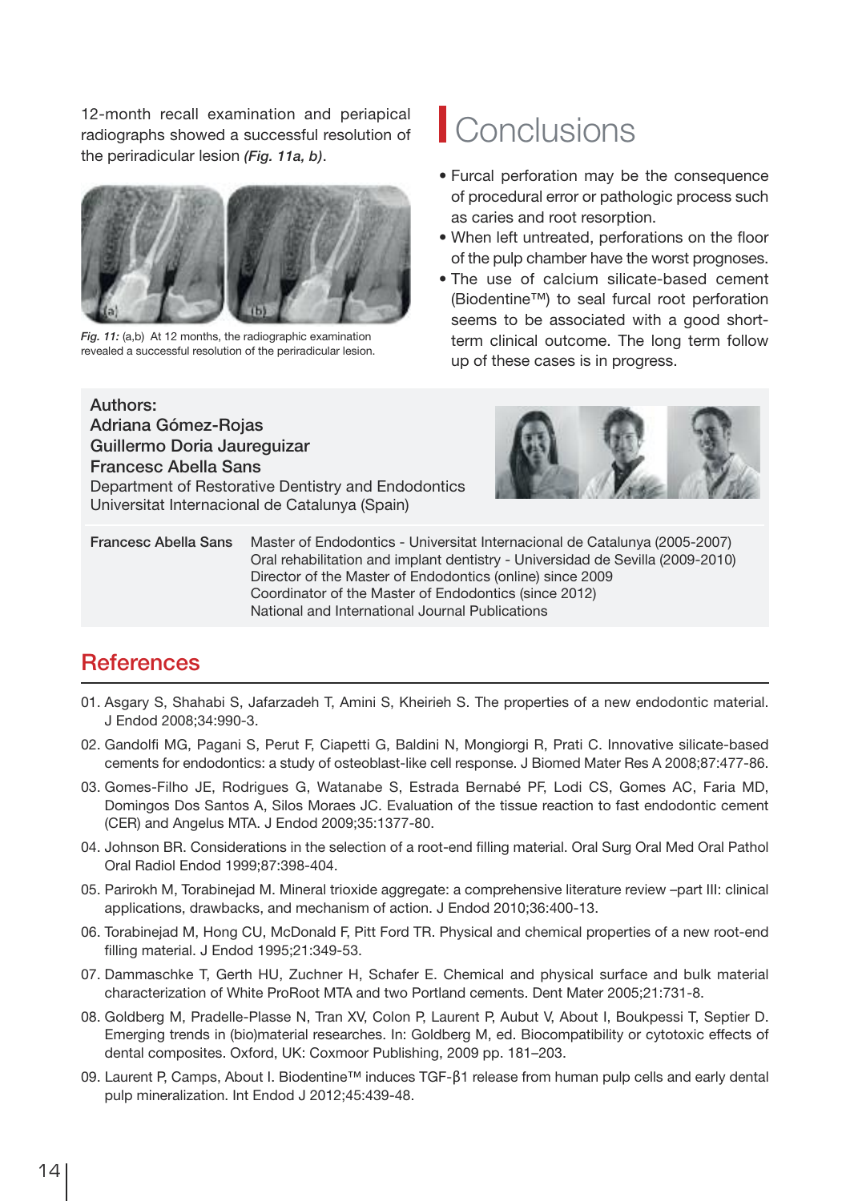12-month recall examination and periapical radiographs showed a successful resolution of the periradicular lesion *(Fig. 11a, b)*.

*Fig. 11:* (a,b) At 12 months, the radiographic examination revealed a successful resolution of the periradicular lesion.

## Conclusions

- Furcal perforation may be the consequence of procedural error or pathologic process such as caries and root resorption.
- When left untreated, perforations on the floor of the pulp chamber have the worst prognoses.
- The use of calcium silicate-based cement (Biodentine™) to seal furcal root perforation seems to be associated with a good short-term clinical outcome. The long term follow up of these cases is in progress.

**Authors:**
**Adriana Gómez-Rojas**
**Guillermo Doria Jaureguizar**
**Francesc Abella Sans**
Department of Restorative Dentistry and Endodontics
Universitat Internacional de Catalunya (Spain)

**Francesc Abella Sans**
Master of Endodontics - Universitat Internacional de Catalunya (2005-2007)
Oral rehabilitation and implant dentistry - Universidad de Sevilla (2009-2010)
Director of the Master of Endodontics (online) since 2009
Coordinator of the Master of Endodontics (since 2012)
National and International Journal Publications

## References

01. Asgary S, Shahabi S, Jafarzadeh T, Amini S, Kheirieh S. The properties of a new endodontic material. J Endod 2008;34:990-3.
02. Gandolfi MG, Pagani S, Perut F, Ciapetti G, Baldini N, Mongiorgi R, Prati C. Innovative silicate-based cements for endodontics: a study of osteoblast-like cell response. J Biomed Mater Res A 2008;87:477-86.
03. Gomes-Filho JE, Rodrigues G, Watanabe S, Estrada Bernabé PF, Lodi CS, Gomes AC, Faria MD, Domingos Dos Santos A, Silos Moraes JC. Evaluation of the tissue reaction to fast endodontic cement (CER) and Angelus MTA. J Endod 2009;35:1377-80.
04. Johnson BR. Considerations in the selection of a root-end filling material. Oral Surg Oral Med Oral Pathol Oral Radiol Endod 1999;87:398-404.
05. Parirokh M, Torabinejad M. Mineral trioxide aggregate: a comprehensive literature review –part III: clinical applications, drawbacks, and mechanism of action. J Endod 2010;36:400-13.
06. Torabinejad M, Hong CU, McDonald F, Pitt Ford TR. Physical and chemical properties of a new root-end filling material. J Endod 1995;21:349-53.
07. Dammaschke T, Gerth HU, Zuchner H, Schafer E. Chemical and physical surface and bulk material characterization of White ProRoot MTA and two Portland cements. Dent Mater 2005;21:731-8.
08. Goldberg M, Pradelle-Plasse N, Tran XV, Colon P, Laurent P, Aubut V, About I, Boukpessi T, Septier D. Emerging trends in (bio)material researches. In: Goldberg M, ed. Biocompatibility or cytotoxic effects of dental composites. Oxford, UK: Coxmoor Publishing, 2009 pp. 181–203.
09. Laurent P, Camps, About I. Biodentine™ induces TGF-β1 release from human pulp cells and early dental pulp mineralization. Int Endod J 2012;45:439-48.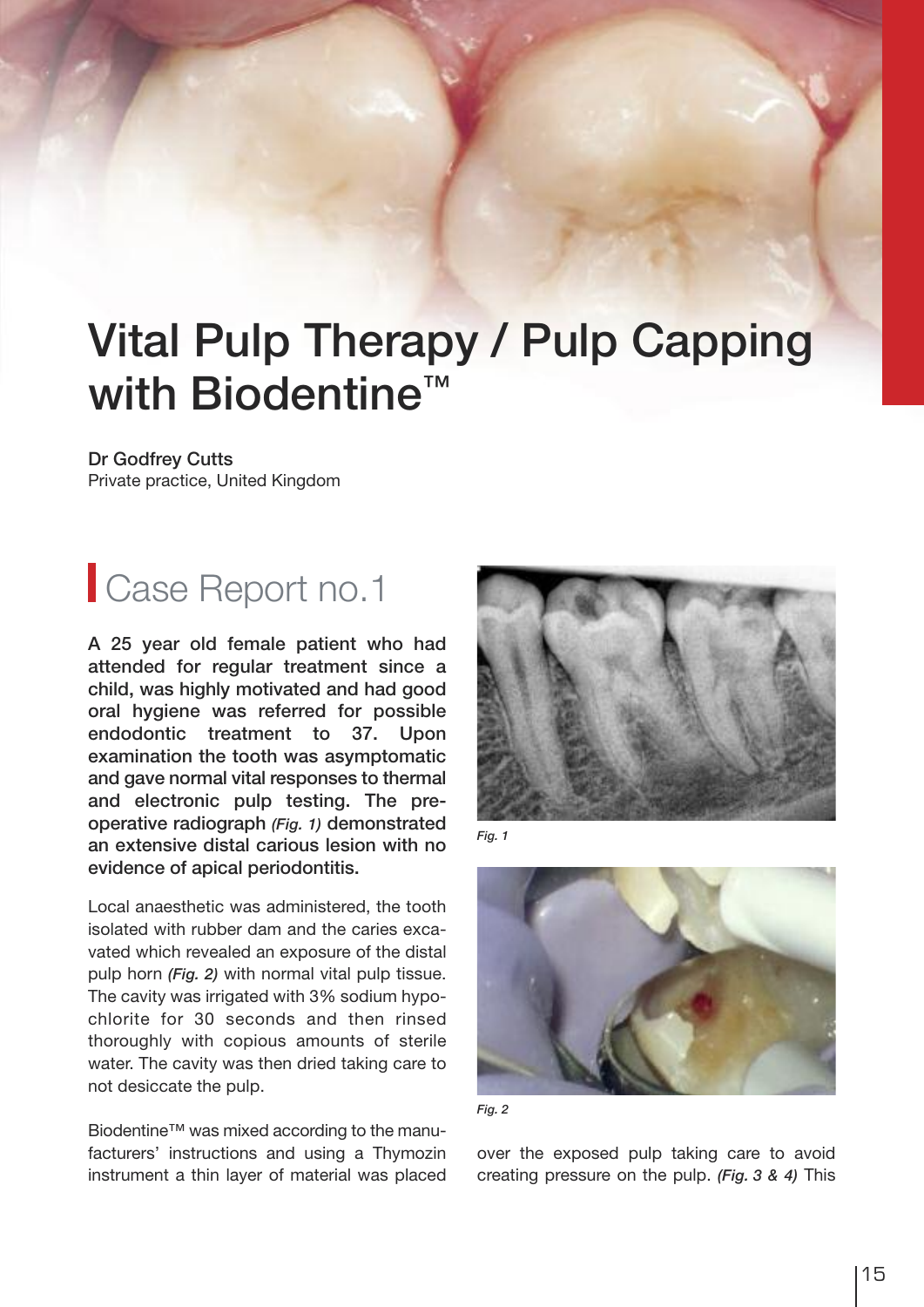# Vital Pulp Therapy / Pulp Capping with Biodentine™

**Dr Godfrey Cutts**
Private practice, United Kingdom

## Case Report no.1

**A 25 year old female patient who had attended for regular treatment since a child, was highly motivated and had good oral hygiene was referred for possible endodontic treatment to 37. Upon examination the tooth was asymptomatic and gave normal vital responses to thermal and electronic pulp testing. The pre-operative radiograph *(Fig. 1)* demonstrated an extensive distal carious lesion with no evidence of apical periodontitis.**

Local anaesthetic was administered, the tooth isolated with rubber dam and the caries excavated which revealed an exposure of the distal pulp horn ***(Fig. 2)*** with normal vital pulp tissue. The cavity was irrigated with 3% sodium hypochlorite for 30 seconds and then rinsed thoroughly with copious amounts of sterile water. The cavity was then dried taking care to not desiccate the pulp.

Biodentine™ was mixed according to the manufacturers' instructions and using a Thymozin instrument a thin layer of material was placed over the exposed pulp taking care to avoid creating pressure on the pulp. ***(Fig. 3 & 4)*** This

*Fig. 1*

*Fig. 2*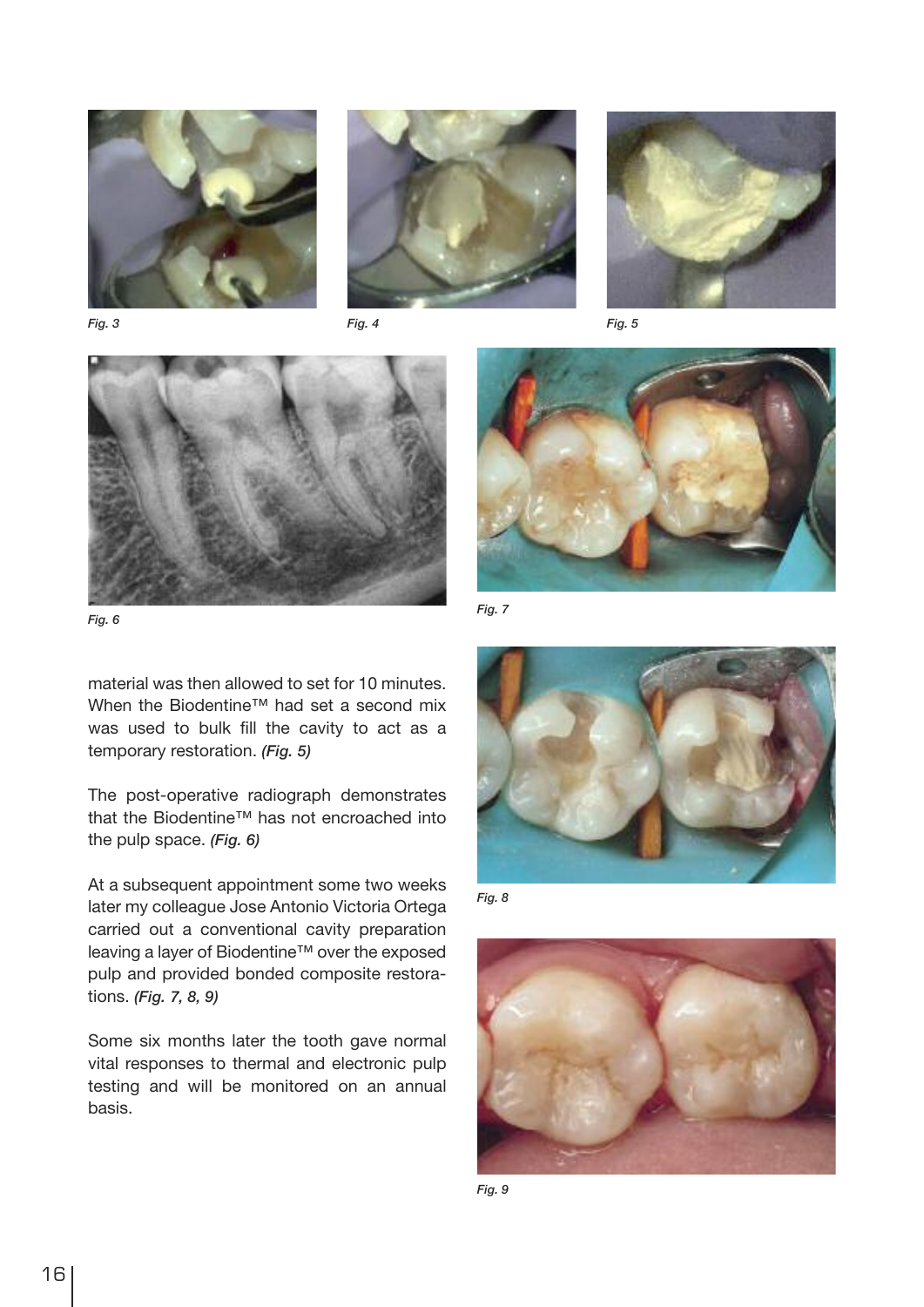Fig. 3

Fig. 4

Fig. 5

Fig. 6

Fig. 7

material was then allowed to set for 10 minutes. When the Biodentine™ had set a second mix was used to bulk fill the cavity to act as a temporary restoration. *(Fig. 5)*

The post-operative radiograph demonstrates that the Biodentine™ has not encroached into the pulp space. *(Fig. 6)*

At a subsequent appointment some two weeks later my colleague Jose Antonio Victoria Ortega carried out a conventional cavity preparation leaving a layer of Biodentine™ over the exposed pulp and provided bonded composite restorations. *(Fig. 7, 8, 9)*

Some six months later the tooth gave normal vital responses to thermal and electronic pulp testing and will be monitored on an annual basis.

Fig. 8

Fig. 9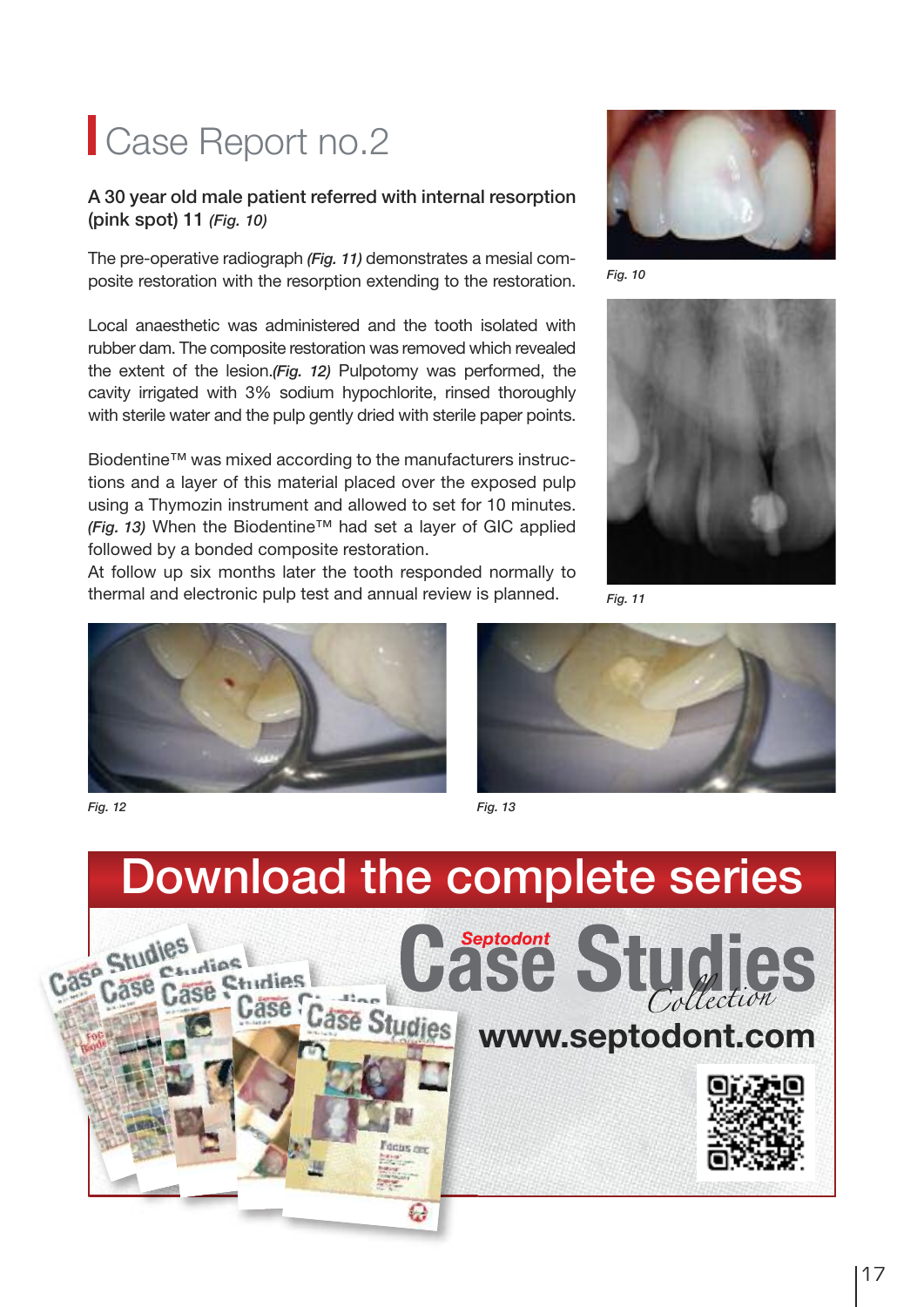# Case Report no.2

**A 30 year old male patient referred with internal resorption (pink spot) 11** *(Fig. 10)*

The pre-operative radiograph *(Fig. 11)* demonstrates a mesial composite restoration with the resorption extending to the restoration.

Local anaesthetic was administered and the tooth isolated with rubber dam. The composite restoration was removed which revealed the extent of the lesion.*(Fig. 12)* Pulpotomy was performed, the cavity irrigated with 3% sodium hypochlorite, rinsed thoroughly with sterile water and the pulp gently dried with sterile paper points.

Biodentine™ was mixed according to the manufacturers instructions and a layer of this material placed over the exposed pulp using a Thymozin instrument and allowed to set for 10 minutes. *(Fig. 13)* When the Biodentine™ had set a layer of GIC applied followed by a bonded composite restoration.

At follow up six months later the tooth responded normally to thermal and electronic pulp test and annual review is planned.

*Fig. 10*

*Fig. 11*

*Fig. 12*

*Fig. 13*

## Download the complete series

Septodont Case Studies Collection

**www.septodont.com**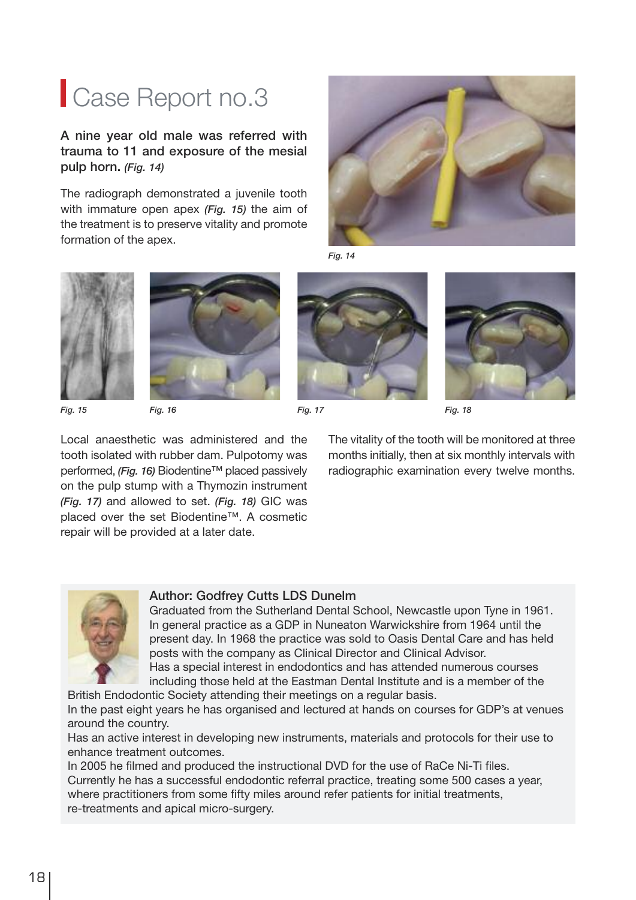# Case Report no.3

**A nine year old male was referred with trauma to 11 and exposure of the mesial pulp horn.** *(Fig. 14)*

The radiograph demonstrated a juvenile tooth with immature open apex *(Fig. 15)* the aim of the treatment is to preserve vitality and promote formation of the apex.

*Fig. 14*

*Fig. 15*

*Fig. 16*

*Fig. 17*

*Fig. 18*

Local anaesthetic was administered and the tooth isolated with rubber dam. Pulpotomy was performed, *(Fig. 16)* Biodentine™ placed passively on the pulp stump with a Thymozin instrument *(Fig. 17)* and allowed to set. *(Fig. 18)* GIC was placed over the set Biodentine™. A cosmetic repair will be provided at a later date.

The vitality of the tooth will be monitored at three months initially, then at six monthly intervals with radiographic examination every twelve months.

**Author: Godfrey Cutts LDS Dunelm**

Graduated from the Sutherland Dental School, Newcastle upon Tyne in 1961.
In general practice as a GDP in Nuneaton Warwickshire from 1964 until the present day. In 1968 the practice was sold to Oasis Dental Care and has held posts with the company as Clinical Director and Clinical Advisor.
Has a special interest in endodontics and has attended numerous courses including those held at the Eastman Dental Institute and is a member of the British Endodontic Society attending their meetings on a regular basis.
In the past eight years he has organised and lectured at hands on courses for GDP's at venues around the country.
Has an active interest in developing new instruments, materials and protocols for their use to enhance treatment outcomes.
In 2005 he filmed and produced the instructional DVD for the use of RaCe Ni-Ti files.
Currently he has a successful endodontic referral practice, treating some 500 cases a year, where practitioners from some fifty miles around refer patients for initial treatments, re-treatments and apical micro-surgery.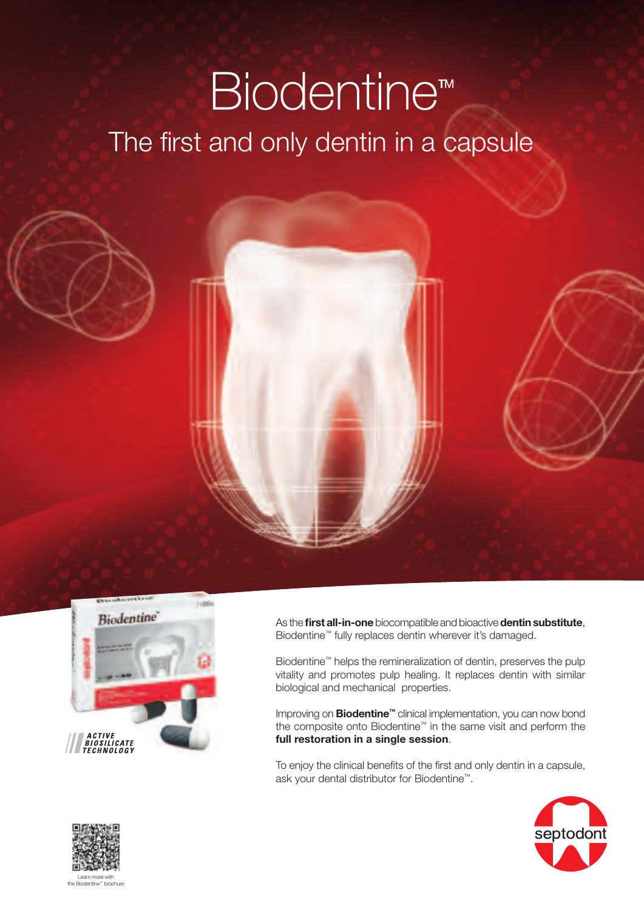# Biodentine™

## The first and only dentin in a capsule

As the **first all-in-one** biocompatible and bioactive **dentin substitute**, Biodentine™ fully replaces dentin wherever it's damaged.

Biodentine™ helps the remineralization of dentin, preserves the pulp vitality and promotes pulp healing. It replaces dentin with similar biological and mechanical properties.

Improving on **Biodentine™** clinical implementation, you can now bond the composite onto Biodentine™ in the same visit and perform the **full restoration in a single session**.

To enjoy the clinical benefits of the first and only dentin in a capsule, ask your dental distributor for Biodentine™.

ACTIVE BIOSILICATE TECHNOLOGY

Learn more with the Biodentine™ brochure

septodont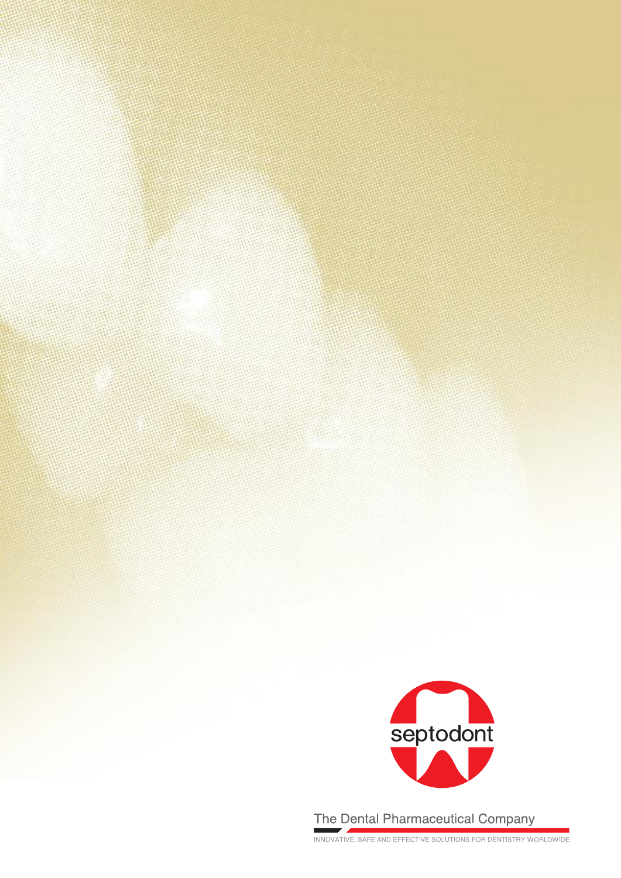septodont

The Dental Pharmaceutical Company

INNOVATIVE, SAFE AND EFFECTIVE SOLUTIONS FOR DENTISTRY WORLDWIDE